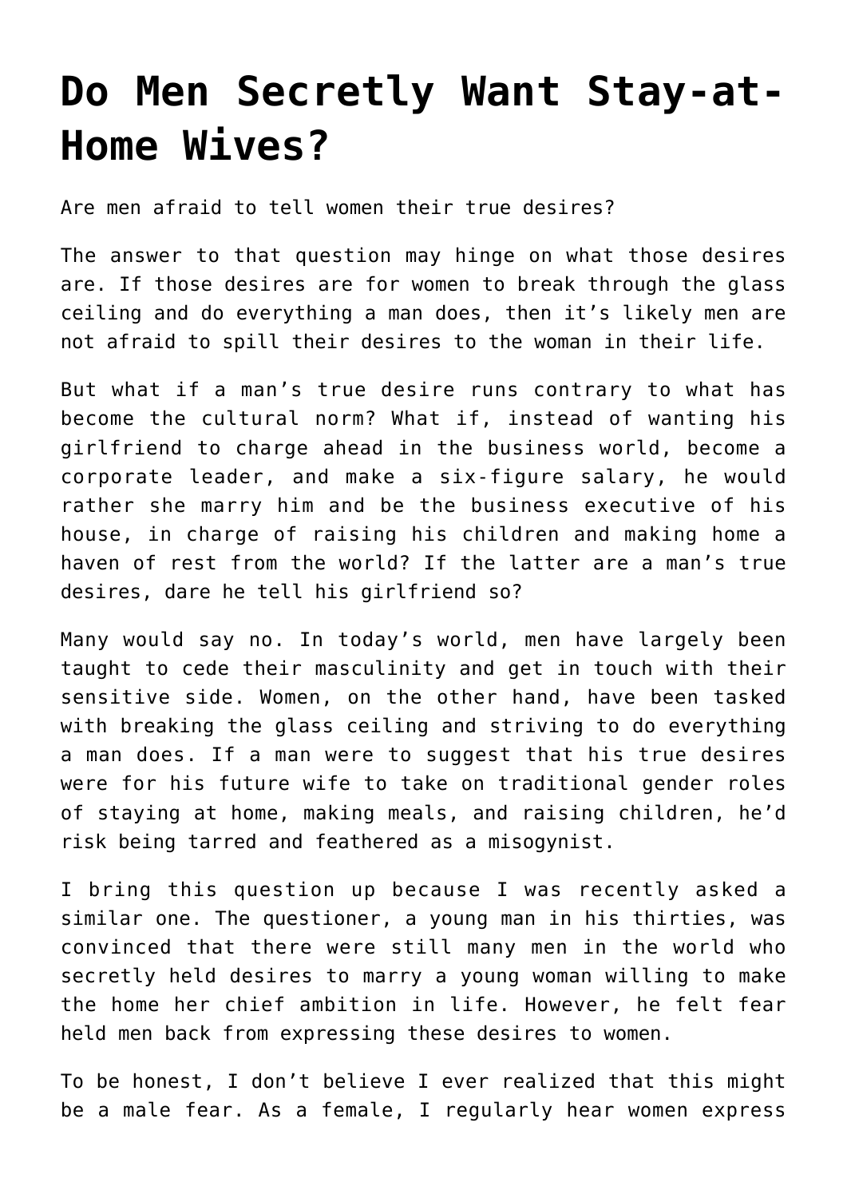# Do Men Secretly Want Stay-at-Home Wives?

Are men afraid to tell women their true desires?

The answer to that question may hinge on what those desires are. If those desires are for women to break through the glass ceiling and do everything a man does, then it's likely men are not afraid to spill their desires to the woman in their life.

But what if a man's true desire runs contrary to what has become the cultural norm? What if, instead of wanting his girlfriend to charge ahead in the business world, become a corporate leader, and make a six-figure salary, he would rather she marry him and be the business executive of his house, in charge of raising his children and making home a haven of rest from the world? If the latter are a man's true desires, dare he tell his girlfriend so?

Many would say no. In today's world, men have largely been taught to cede their masculinity and get in touch with their sensitive side. Women, on the other hand, have been tasked with breaking the glass ceiling and striving to do everything a man does. If a man were to suggest that his true desires were for his future wife to take on traditional gender roles of staying at home, making meals, and raising children, he'd risk being tarred and feathered as a misogynist.

I bring this question up because I was recently asked a similar one. The questioner, a young man in his thirties, was convinced that there were still many men in the world who secretly held desires to marry a young woman willing to make the home her chief ambition in life. However, he felt fear held men back from expressing these desires to women.

To be honest, I don't believe I ever realized that this might be a male fear. As a female, I regularly hear women express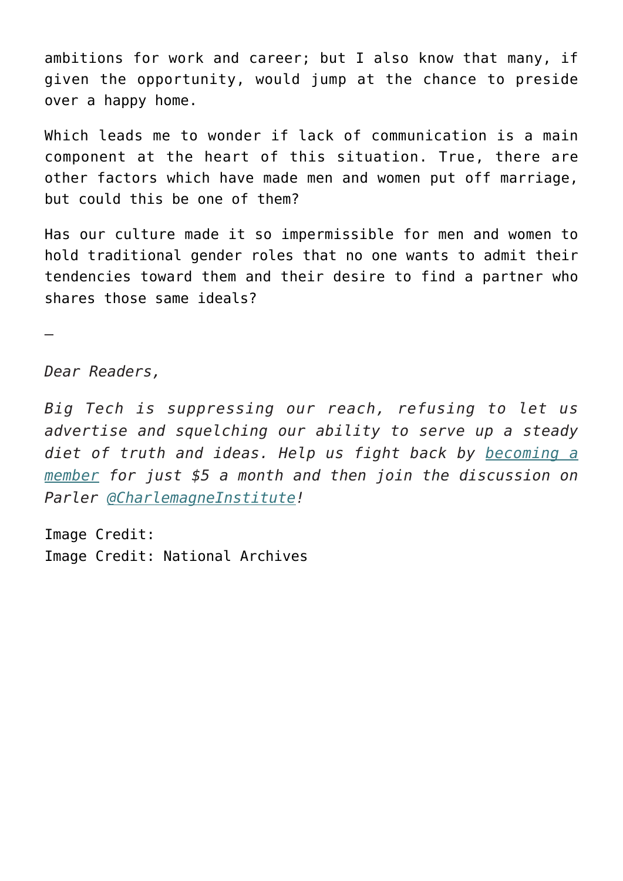ambitions for work and career; but I also know that many, if given the opportunity, would jump at the chance to preside over a happy home.

Which leads me to wonder if lack of communication is a main component at the heart of this situation. True, there are other factors which have made men and women put off marriage, but could this be one of them?

Has our culture made it so impermissible for men and women to hold traditional gender roles that no one wants to admit their tendencies toward them and their desire to find a partner who shares those same ideals?

—

*Dear Readers,*

*Big Tech is suppressing our reach, refusing to let us advertise and squelching our ability to serve up a steady diet of truth and ideas. Help us fight back by becoming a member for just $5 a month and then join the discussion on Parler @CharlemagneInstitute!*

Image Credit:
Image Credit: National Archives